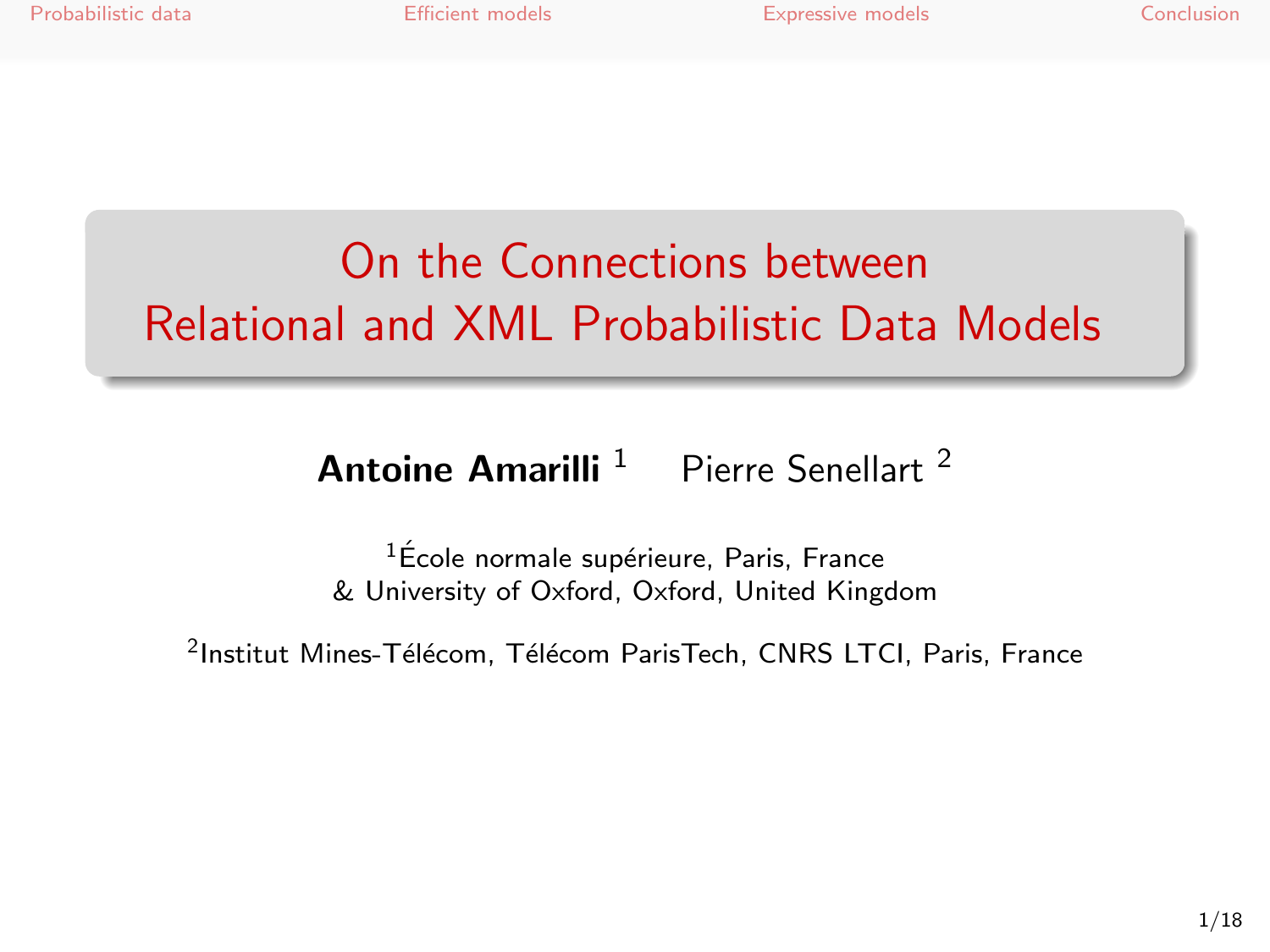# On the Connections between Relational and XML Probabilistic Data Models

**Antoine Amarilli** [1] Pierre Senellart [2]

[1]École normale supérieure, Paris, France
& University of Oxford, Oxford, United Kingdom

[2]Institut Mines-Télécom, Télécom ParisTech, CNRS LTCI, Paris, France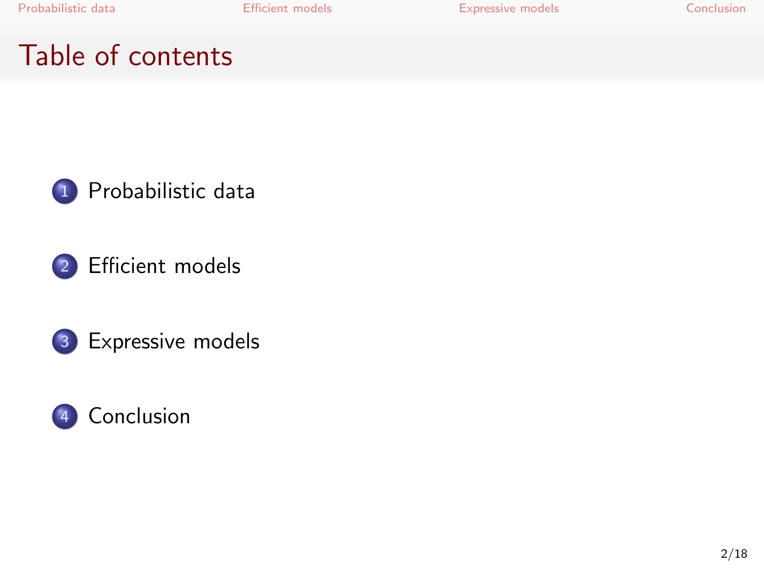# Table of contents

1. Probabilistic data
2. Efficient models
3. Expressive models
4. Conclusion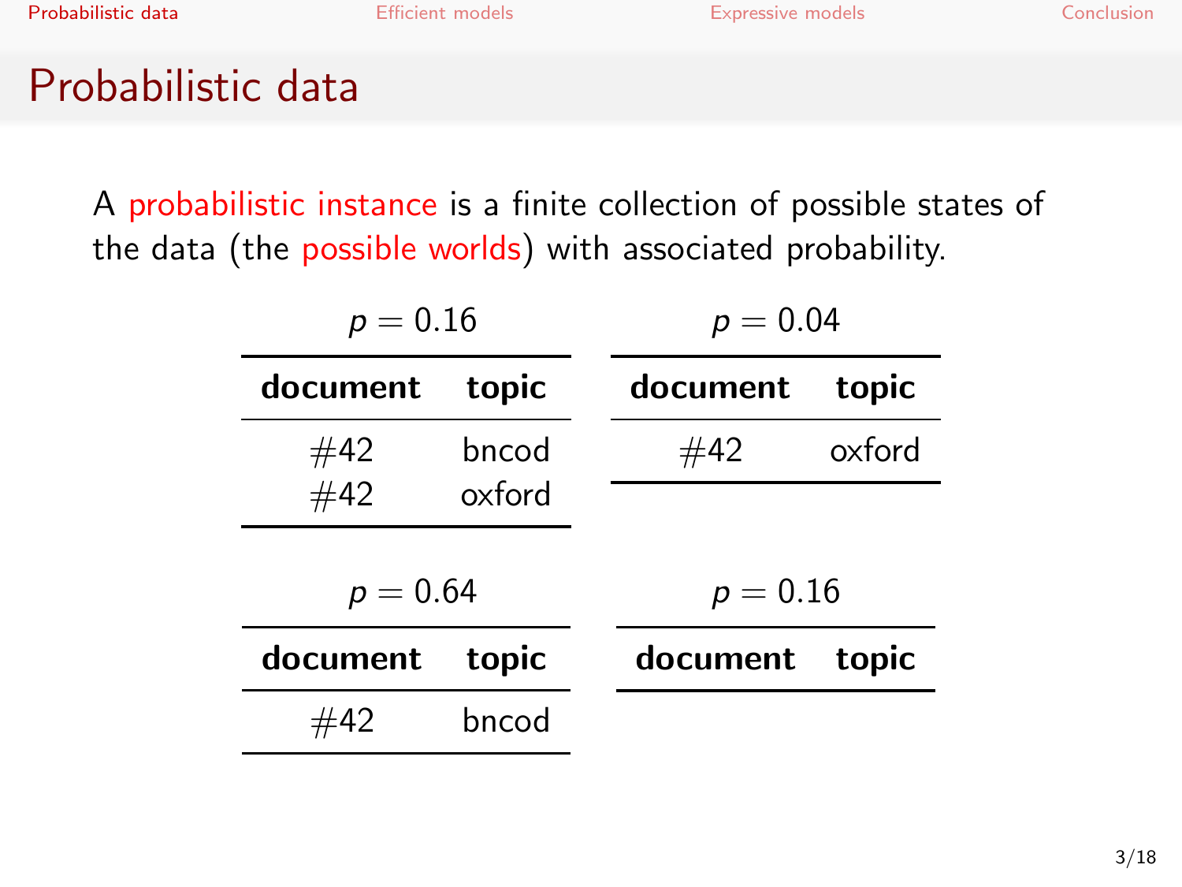# Probabilistic data

A probabilistic instance is a finite collection of possible states of the data (the possible worlds) with associated probability.

$p = 0.16$

| document | topic |
|---|---|
| #42 | bncod |
| #42 | oxford |

$p = 0.04$

| document | topic |
|---|---|
| #42 | oxford |

$p = 0.64$

| document | topic |
|---|---|
| #42 | bncod |

$p = 0.16$

| document | topic |
|---|---|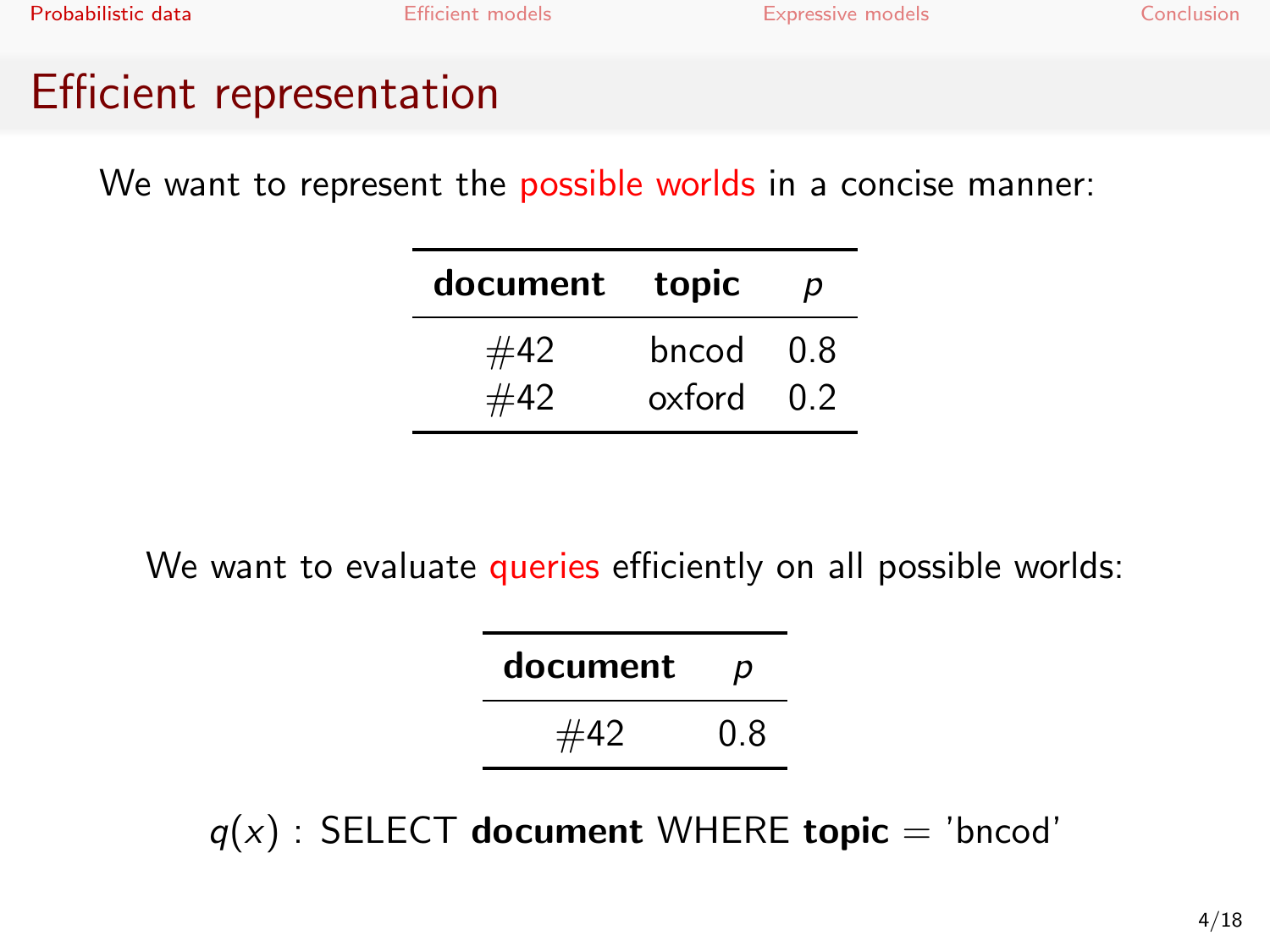# Efficient representation

We want to represent the possible worlds in a concise manner:

| **document** | **topic** | $p$ |
|---|---|---|
| #42 | bncod | 0.8 |
| #42 | oxford | 0.2 |

We want to evaluate queries efficiently on all possible worlds:

| **document** | $p$ |
|---|---|
| #42 | 0.8 |

$q(x)$ : SELECT **document** WHERE **topic** = 'bncod'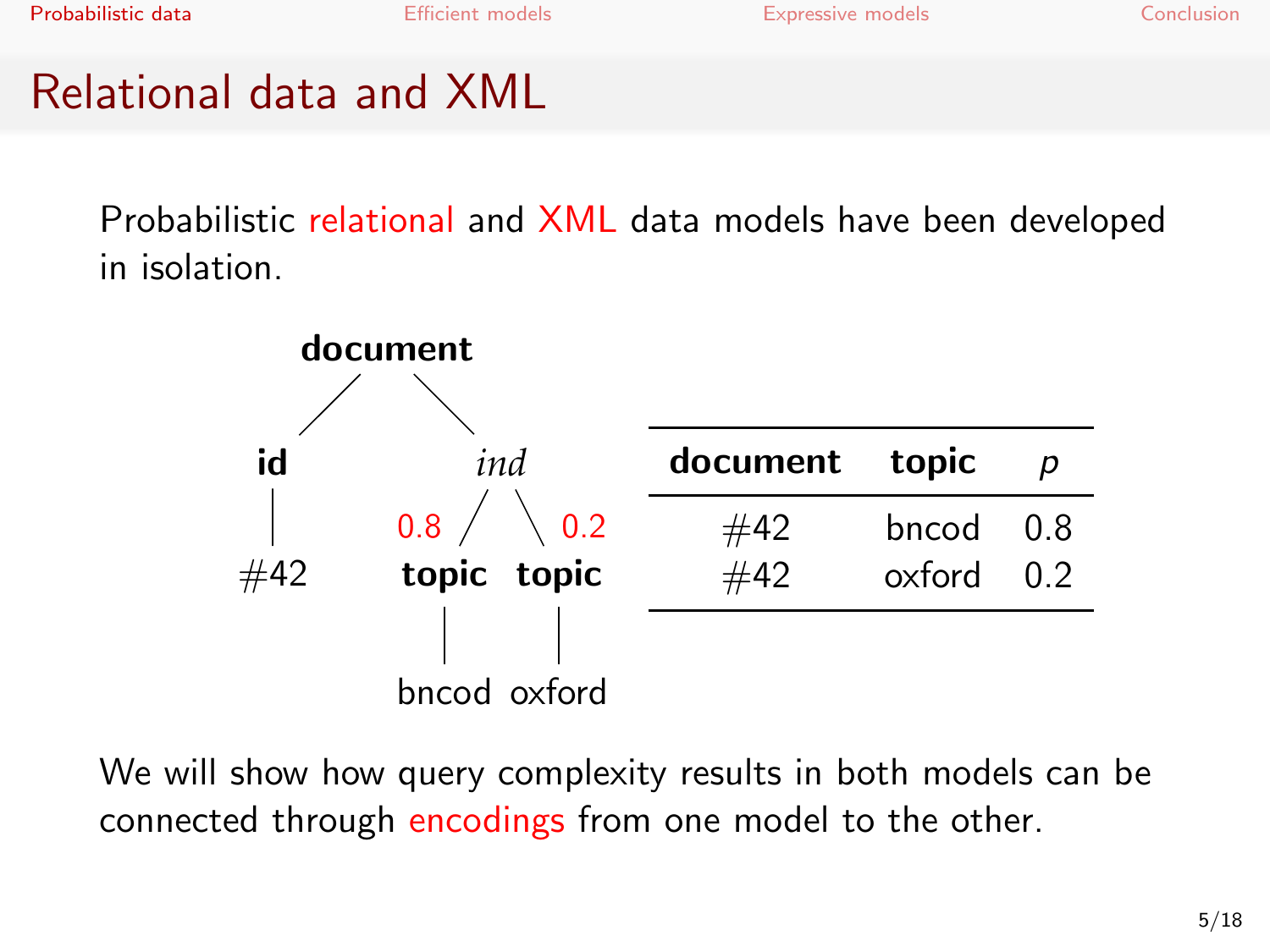# Relational data and XML

Probabilistic relational and XML data models have been developed in isolation.

| document | topic | $p$ |
| --- | --- | --- |
| #42 | bncod | 0.8 |
| #42 | oxford | 0.2 |

We will show how query complexity results in both models can be connected through encodings from one model to the other.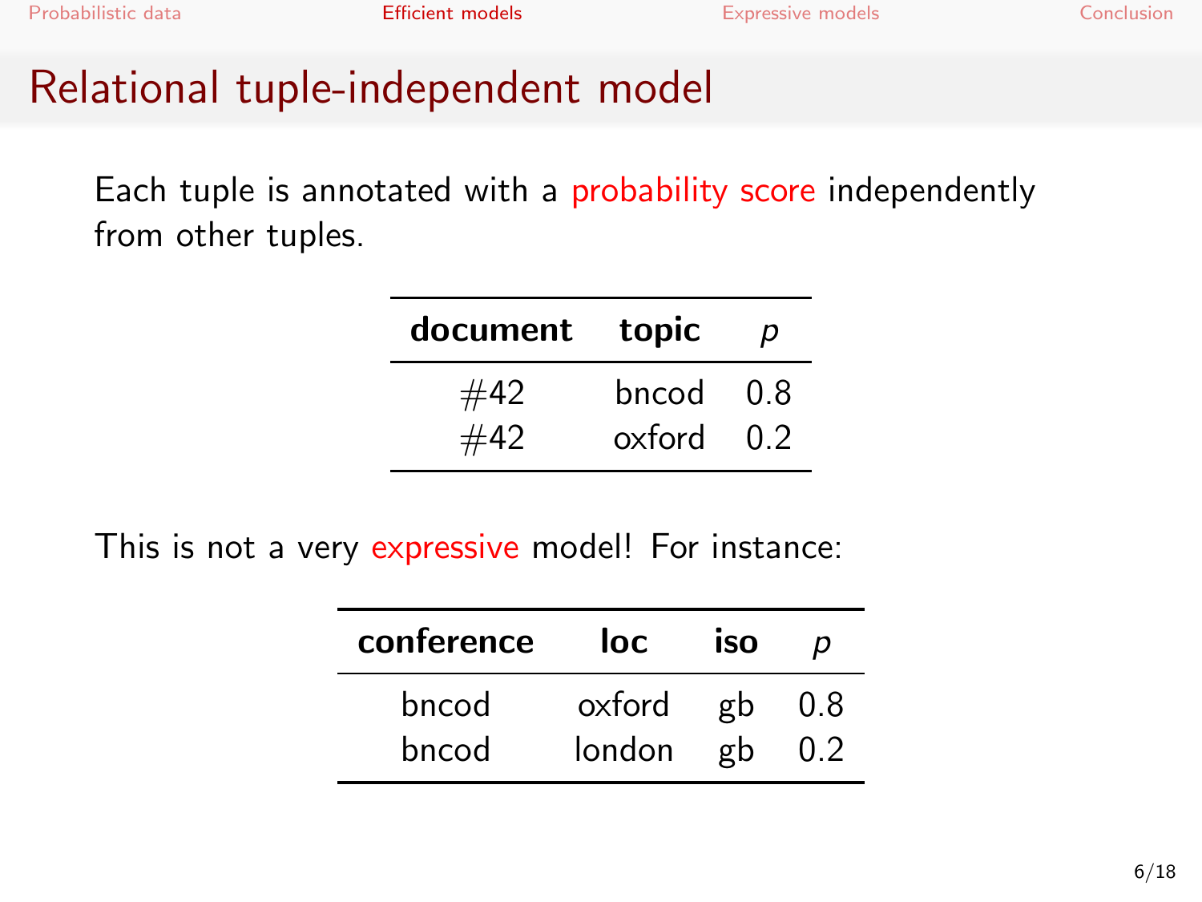# Relational tuple-independent model

Each tuple is annotated with a probability score independently from other tuples.

| document | topic | $p$ |
|---|---|---|
| #42 | bncod | 0.8 |
| #42 | oxford | 0.2 |

This is not a very expressive model! For instance:

| conference | loc | iso | $p$ |
|---|---|---|---|
| bncod | oxford | gb | 0.8 |
| bncod | london | gb | 0.2 |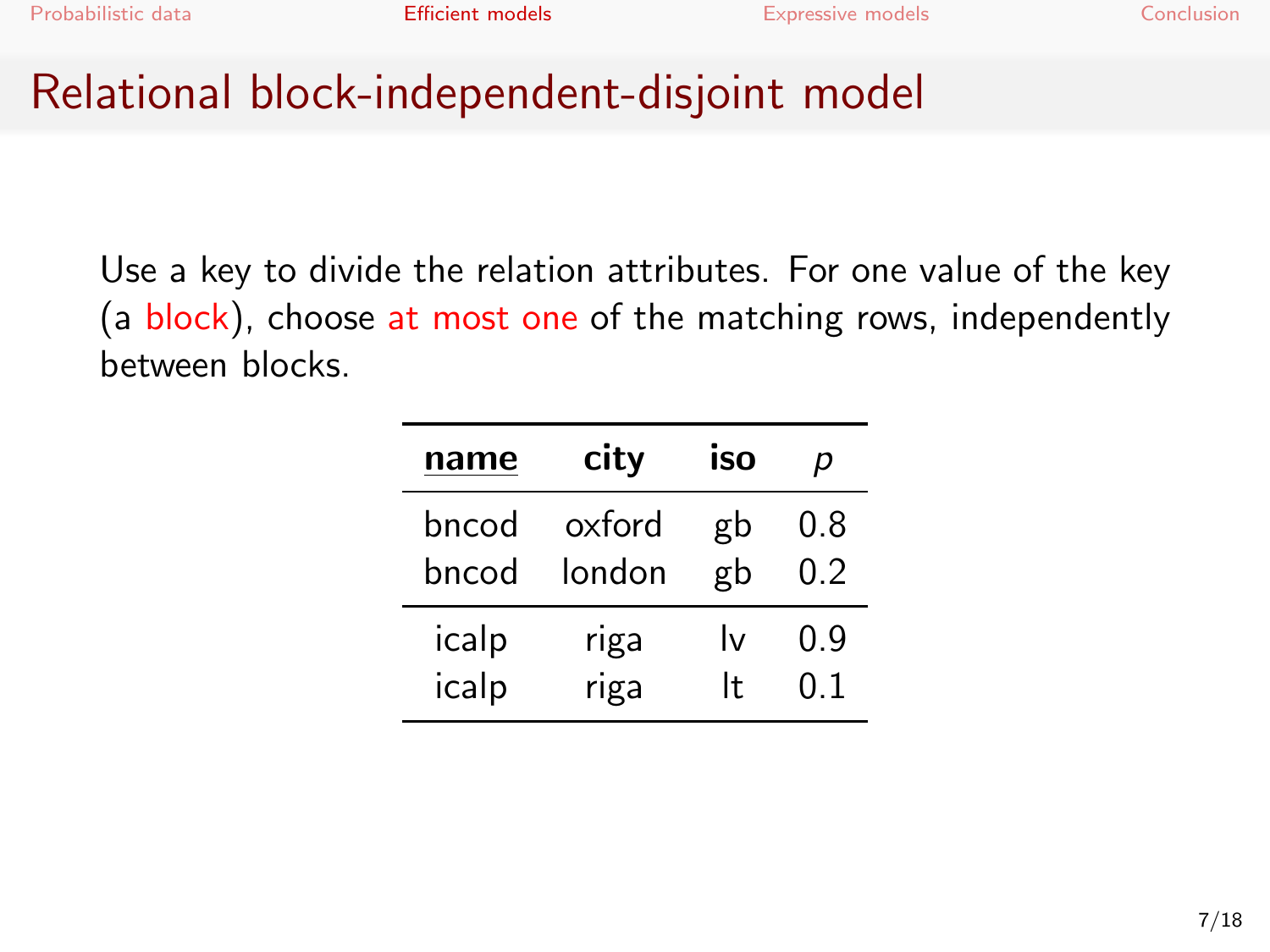# Relational block-independent-disjoint model

Use a key to divide the relation attributes. For one value of the key (a block), choose at most one of the matching rows, independently between blocks.

| **name** | **city** | **iso** | *p* |
|---|---|---|---|
| bncod | oxford | gb | 0.8 |
| bncod | london | gb | 0.2 |
| icalp | riga | lv | 0.9 |
| icalp | riga | lt | 0.1 |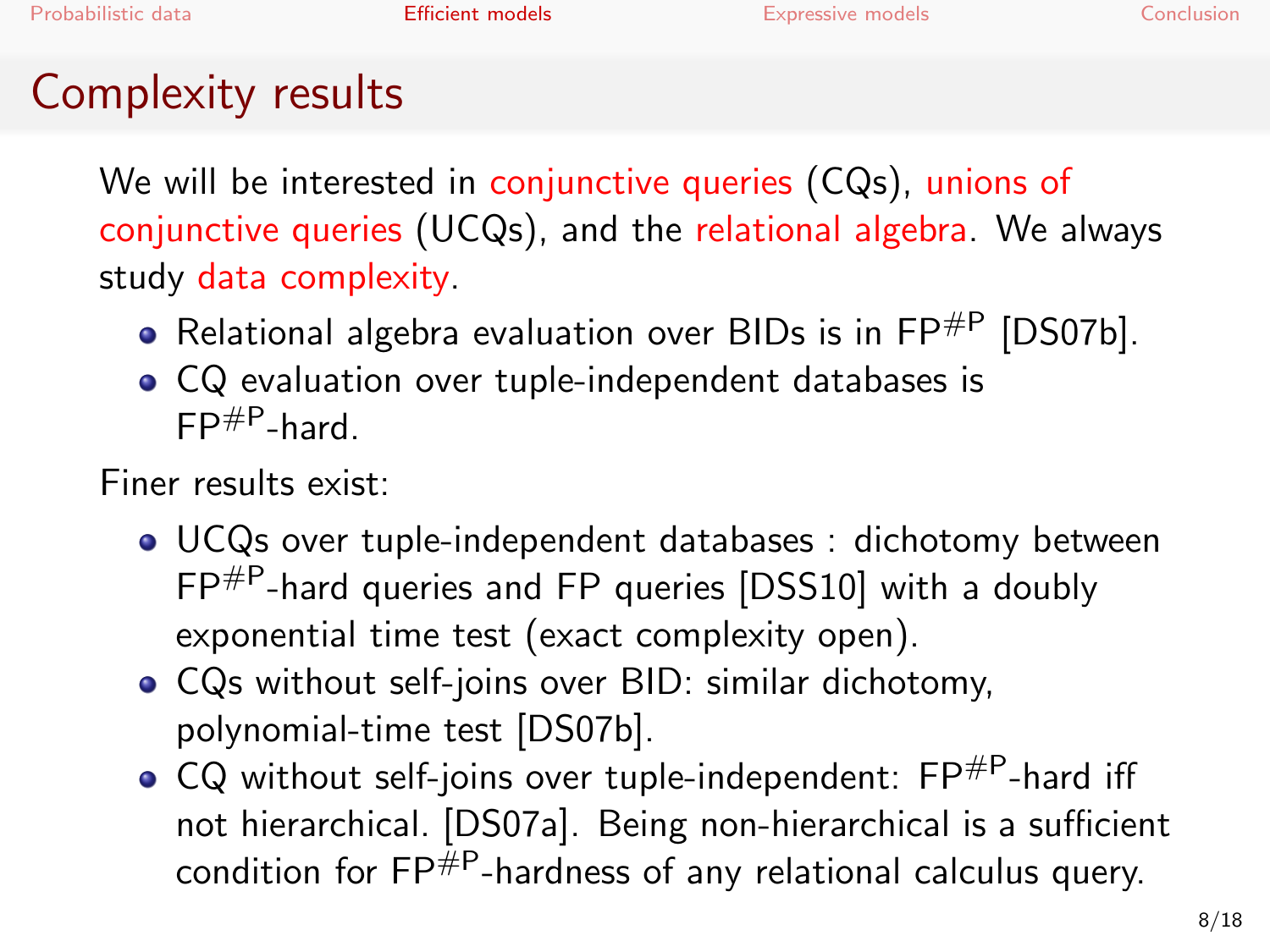## Complexity results

We will be interested in conjunctive queries (CQs), unions of conjunctive queries (UCQs), and the relational algebra. We always study data complexity.

- Relational algebra evaluation over BIDs is in $\mathrm{FP}^{\#\mathrm{P}}$ [DS07b].
- CQ evaluation over tuple-independent databases is $\mathrm{FP}^{\#\mathrm{P}}$-hard.

Finer results exist:

- UCQs over tuple-independent databases : dichotomy between $\mathrm{FP}^{\#\mathrm{P}}$-hard queries and FP queries [DSS10] with a doubly exponential time test (exact complexity open).
- CQs without self-joins over BID: similar dichotomy, polynomial-time test [DS07b].
- CQ without self-joins over tuple-independent: $\mathrm{FP}^{\#\mathrm{P}}$-hard iff not hierarchical. [DS07a]. Being non-hierarchical is a sufficient condition for $\mathrm{FP}^{\#\mathrm{P}}$-hardness of any relational calculus query.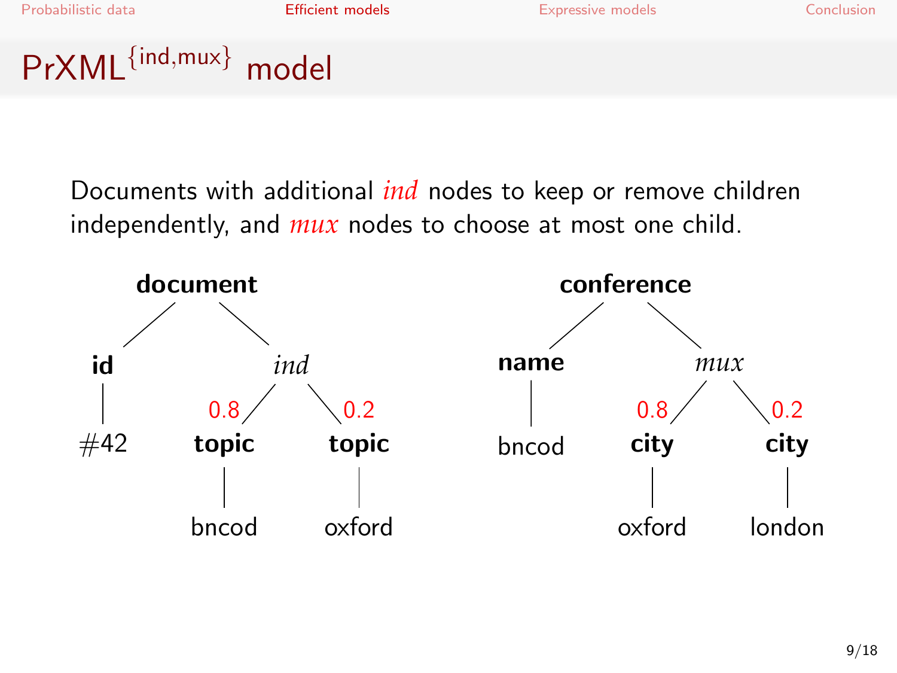# PrXML$^{\{\text{ind},\text{mux}\}}$ model

Documents with additional *ind* nodes to keep or remove children independently, and *mux* nodes to choose at most one child.

```
        document                          conference
        /      \                          /        \
      id       ind                      name       mux
      |    0.8 /  \ 0.2                  |     0.8 /  \ 0.2
     #42   topic   topic               bncod    city    city
             |       |                           |        |
           bncod   oxford                      oxford   london
```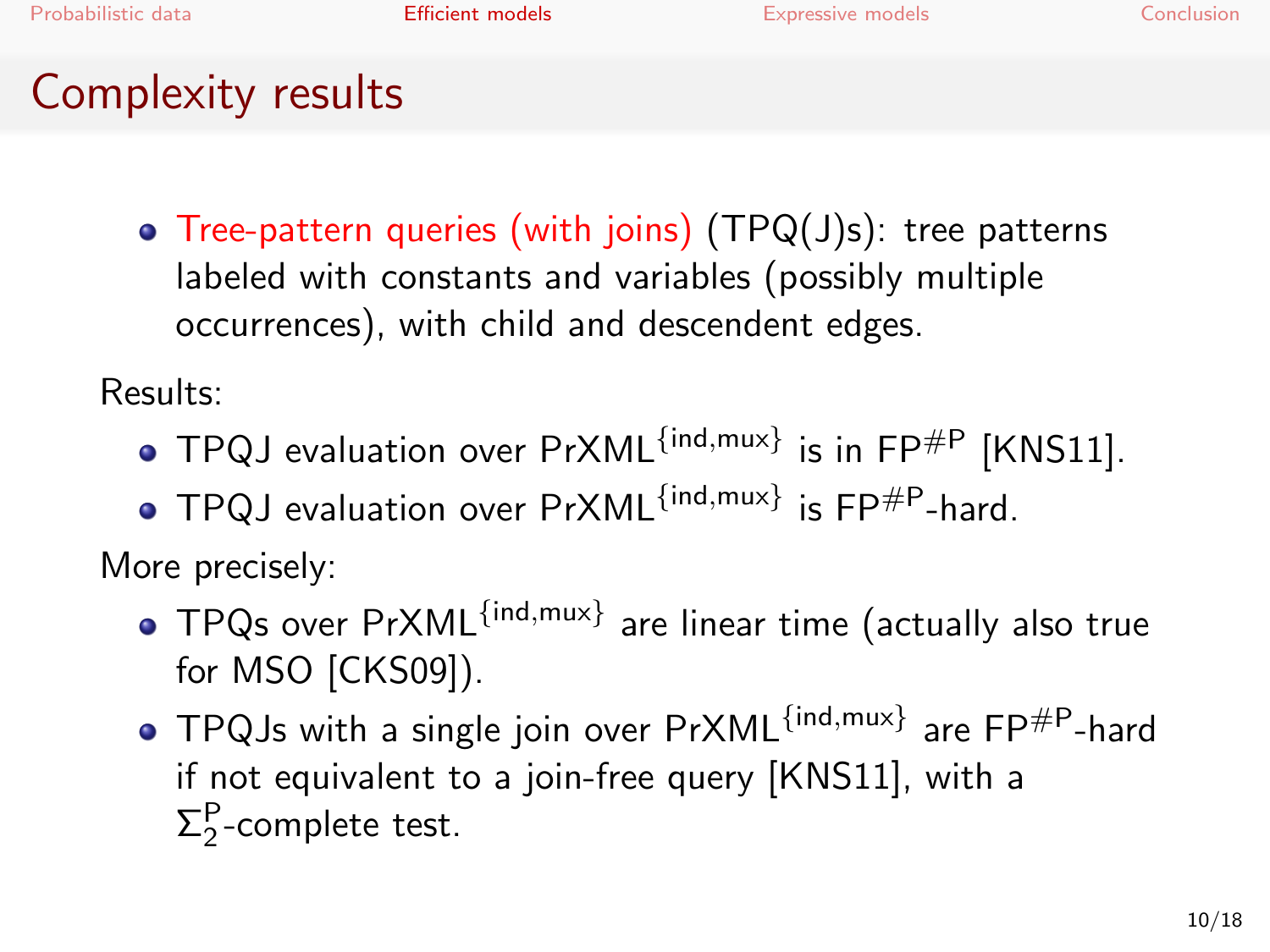# Complexity results

- Tree-pattern queries (with joins) (TPQ(J)s): tree patterns labeled with constants and variables (possibly multiple occurrences), with child and descendent edges.

Results:

- TPQJ evaluation over $\text{PrXML}^{\{\text{ind},\text{mux}\}}$ is in $\text{FP}^{\#\text{P}}$ [KNS11].
- TPQJ evaluation over $\text{PrXML}^{\{\text{ind},\text{mux}\}}$ is $\text{FP}^{\#\text{P}}$-hard.

More precisely:

- TPQs over $\text{PrXML}^{\{\text{ind},\text{mux}\}}$ are linear time (actually also true for MSO [CKS09]).
- TPQJs with a single join over $\text{PrXML}^{\{\text{ind},\text{mux}\}}$ are $\text{FP}^{\#\text{P}}$-hard if not equivalent to a join-free query [KNS11], with a $\Sigma_2^{\text{P}}$-complete test.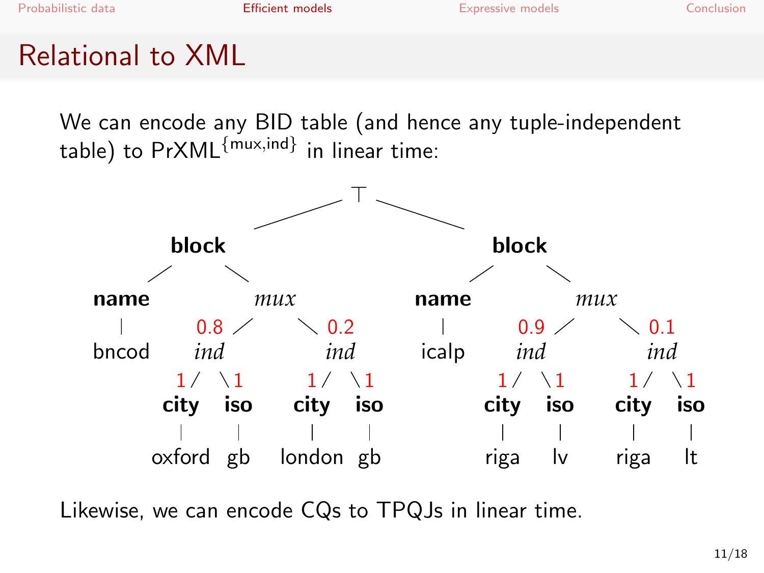# Relational to XML

We can encode any BID table (and hence any tuple-independent table) to PrXML$^{\{\text{mux,ind}\}}$ in linear time:

```
                         ⊤
              /                    \
          block                    block
         /     \                  /      \
     name       mux           name        mux
      |     0.8/    \0.2        |     0.9/    \0.1
    bncod   ind      ind      icalp    ind      ind
          1/  \1   1/  \1           1/  \1   1/  \1
        city  iso city  iso        city iso  city iso
         |     |   |     |          |    |    |    |
      oxford  gb london  gb        riga  lv  riga  lt
```

Likewise, we can encode CQs to TPQJs in linear time.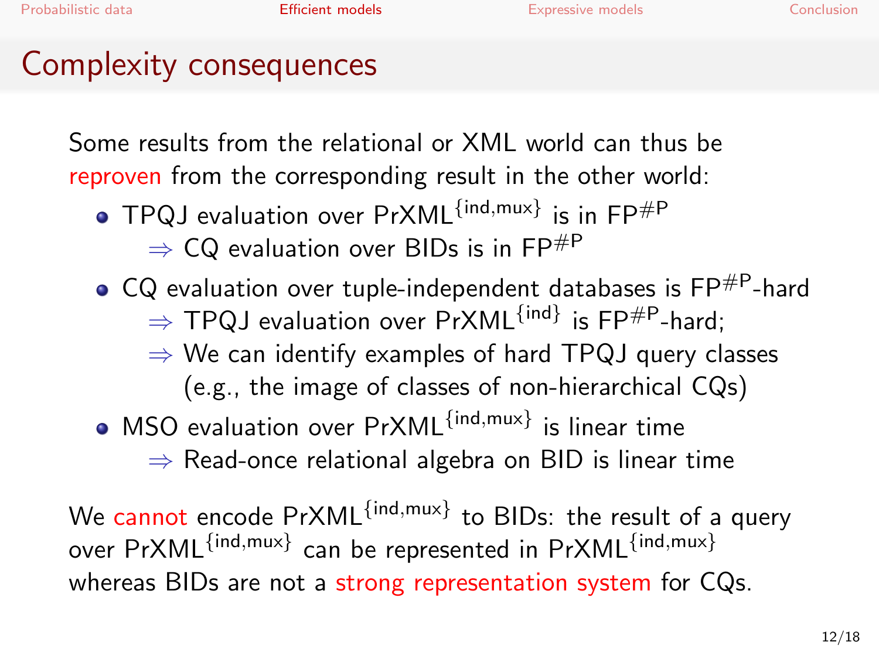# Complexity consequences

Some results from the relational or XML world can thus be reproven from the corresponding result in the other world:

- TPQJ evaluation over $\text{PrXML}^{\{\text{ind},\text{mux}\}}$ is in $\text{FP}^{\#\text{P}}$
  - $\Rightarrow$ CQ evaluation over BIDs is in $\text{FP}^{\#\text{P}}$
- CQ evaluation over tuple-independent databases is $\text{FP}^{\#\text{P}}$-hard
  - $\Rightarrow$ TPQJ evaluation over $\text{PrXML}^{\{\text{ind}\}}$ is $\text{FP}^{\#\text{P}}$-hard;
  - $\Rightarrow$ We can identify examples of hard TPQJ query classes (e.g., the image of classes of non-hierarchical CQs)
- MSO evaluation over $\text{PrXML}^{\{\text{ind},\text{mux}\}}$ is linear time
  - $\Rightarrow$ Read-once relational algebra on BID is linear time

We cannot encode $\text{PrXML}^{\{\text{ind},\text{mux}\}}$ to BIDs: the result of a query over $\text{PrXML}^{\{\text{ind},\text{mux}\}}$ can be represented in $\text{PrXML}^{\{\text{ind},\text{mux}\}}$ whereas BIDs are not a strong representation system for CQs.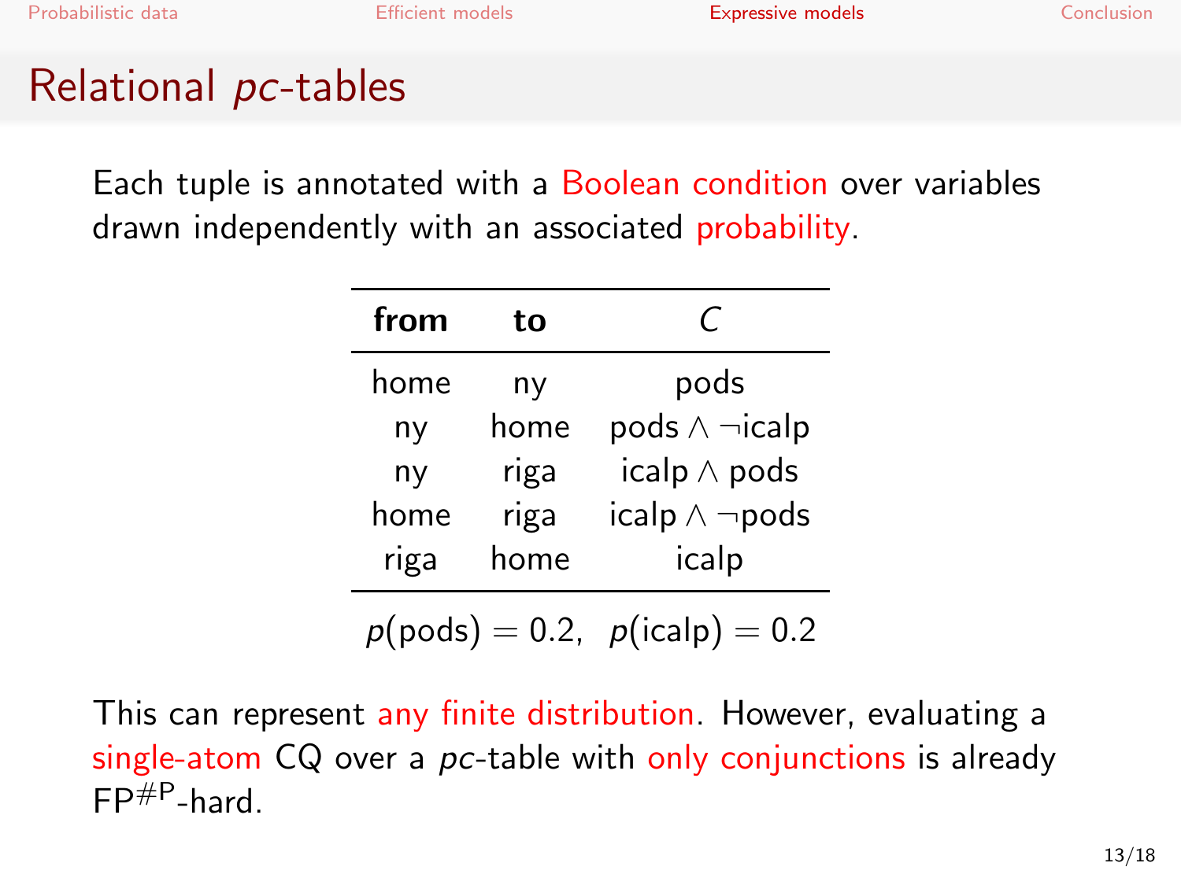# Relational *pc*-tables

Each tuple is annotated with a Boolean condition over variables drawn independently with an associated probability.

| **from** | **to** | $C$ |
|---|---|---|
| home | ny | pods |
| ny | home | pods $\land \neg$icalp |
| ny | riga | icalp $\land$ pods |
| home | riga | icalp $\land \neg$pods |
| riga | home | icalp |

$p(\text{pods}) = 0.2, \quad p(\text{icalp}) = 0.2$

This can represent any finite distribution. However, evaluating a single-atom CQ over a *pc*-table with only conjunctions is already $\text{FP}^{\#\text{P}}$-hard.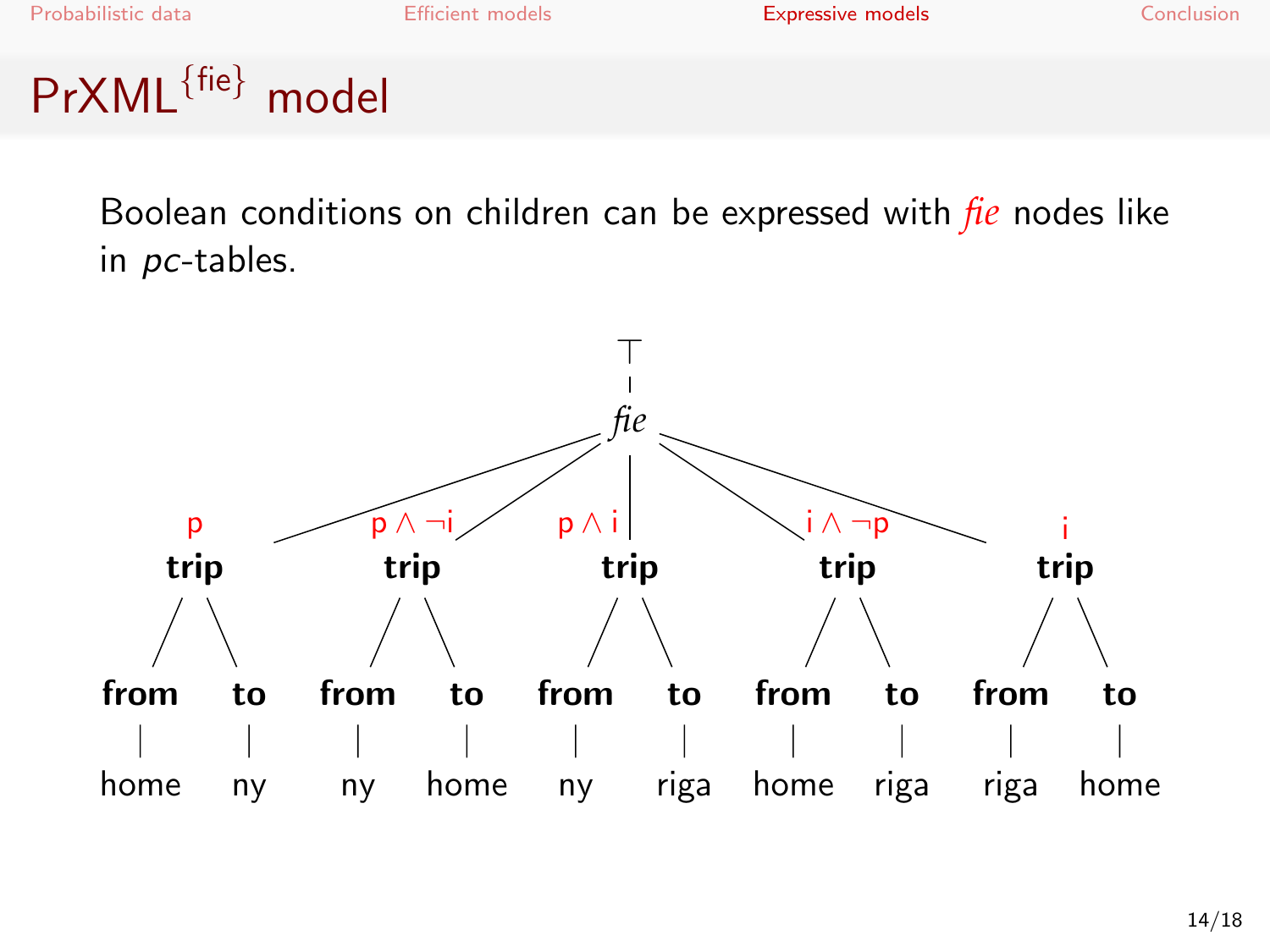# PrXML$^{\{\text{fie}\}}$ model

Boolean conditions on children can be expressed with *fie* nodes like in *pc*-tables.

$\top$

*fie*

| Condition | trip: from | trip: to |
|---|---|---|
| $p$ | home | ny |
| $p \land \neg i$ | ny | home |
| $p \land i$ | ny | riga |
| $i \land \neg p$ | home | riga |
| $i$ | riga | home |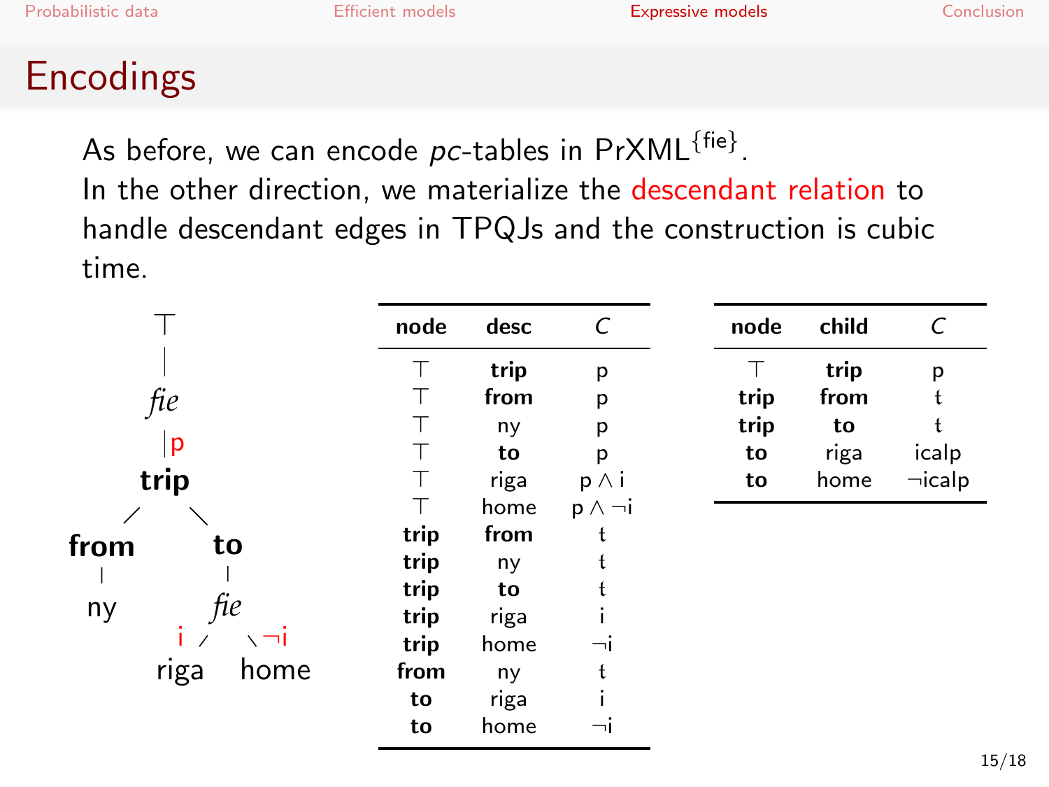# Encodings

As before, we can encode *pc*-tables in $\mathrm{PrXML}^{\{\mathrm{fie}\}}$.
In the other direction, we materialize the descendant relation to handle descendant edges in TPQJs and the construction is cubic time.

| node | desc | $C$ |
|---|---|---|
| ⊤ | **trip** | p |
| ⊤ | **from** | p |
| ⊤ | ny | p |
| ⊤ | **to** | p |
| ⊤ | riga | $p \wedge i$ |
| ⊤ | home | $p \wedge \neg i$ |
| **trip** | **from** | t |
| **trip** | ny | t |
| **trip** | **to** | t |
| **trip** | riga | i |
| **trip** | home | $\neg$i |
| **from** | ny | t |
| **to** | riga | i |
| **to** | home | $\neg$i |

| node | child | $C$ |
|---|---|---|
| ⊤ | **trip** | p |
| **trip** | **from** | t |
| **trip** | **to** | t |
| **to** | riga | icalp |
| **to** | home | $\neg$icalp |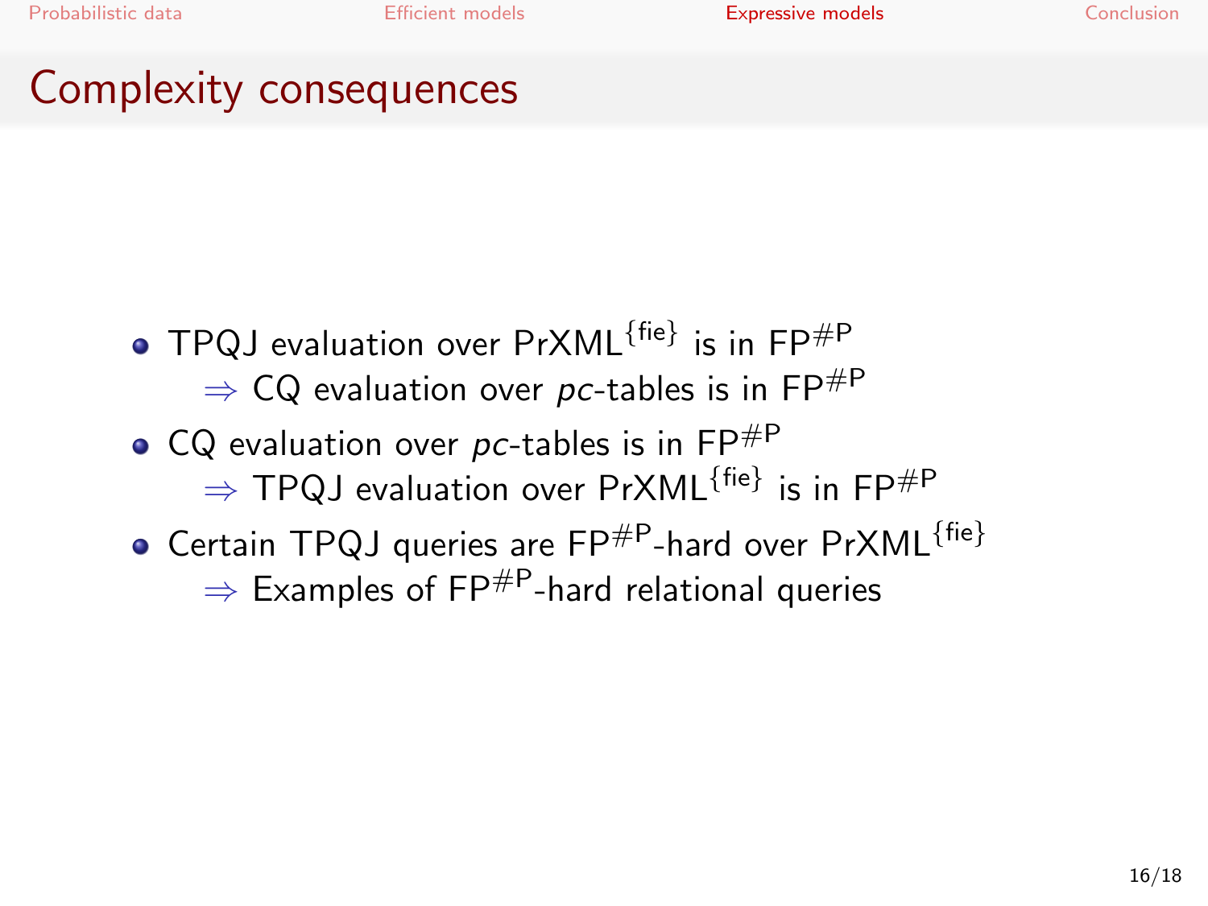## Complexity consequences

- TPQJ evaluation over $\text{PrXML}^{\{\text{fie}\}}$ is in $\text{FP}^{\#\text{P}}$
  - $\Rightarrow$ CQ evaluation over *pc*-tables is in $\text{FP}^{\#\text{P}}$
- CQ evaluation over *pc*-tables is in $\text{FP}^{\#\text{P}}$
  - $\Rightarrow$ TPQJ evaluation over $\text{PrXML}^{\{\text{fie}\}}$ is in $\text{FP}^{\#\text{P}}$
- Certain TPQJ queries are $\text{FP}^{\#\text{P}}$-hard over $\text{PrXML}^{\{\text{fie}\}}$
  - $\Rightarrow$ Examples of $\text{FP}^{\#\text{P}}$-hard relational queries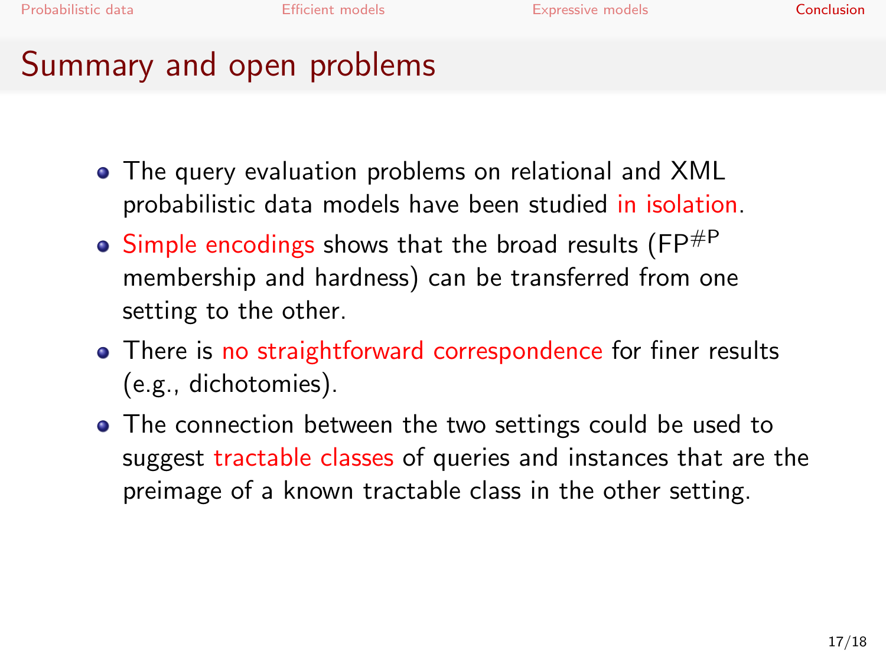## Summary and open problems

- The query evaluation problems on relational and XML probabilistic data models have been studied in isolation.
- Simple encodings shows that the broad results ($FP^{\#P}$ membership and hardness) can be transferred from one setting to the other.
- There is no straightforward correspondence for finer results (e.g., dichotomies).
- The connection between the two settings could be used to suggest tractable classes of queries and instances that are the preimage of a known tractable class in the other setting.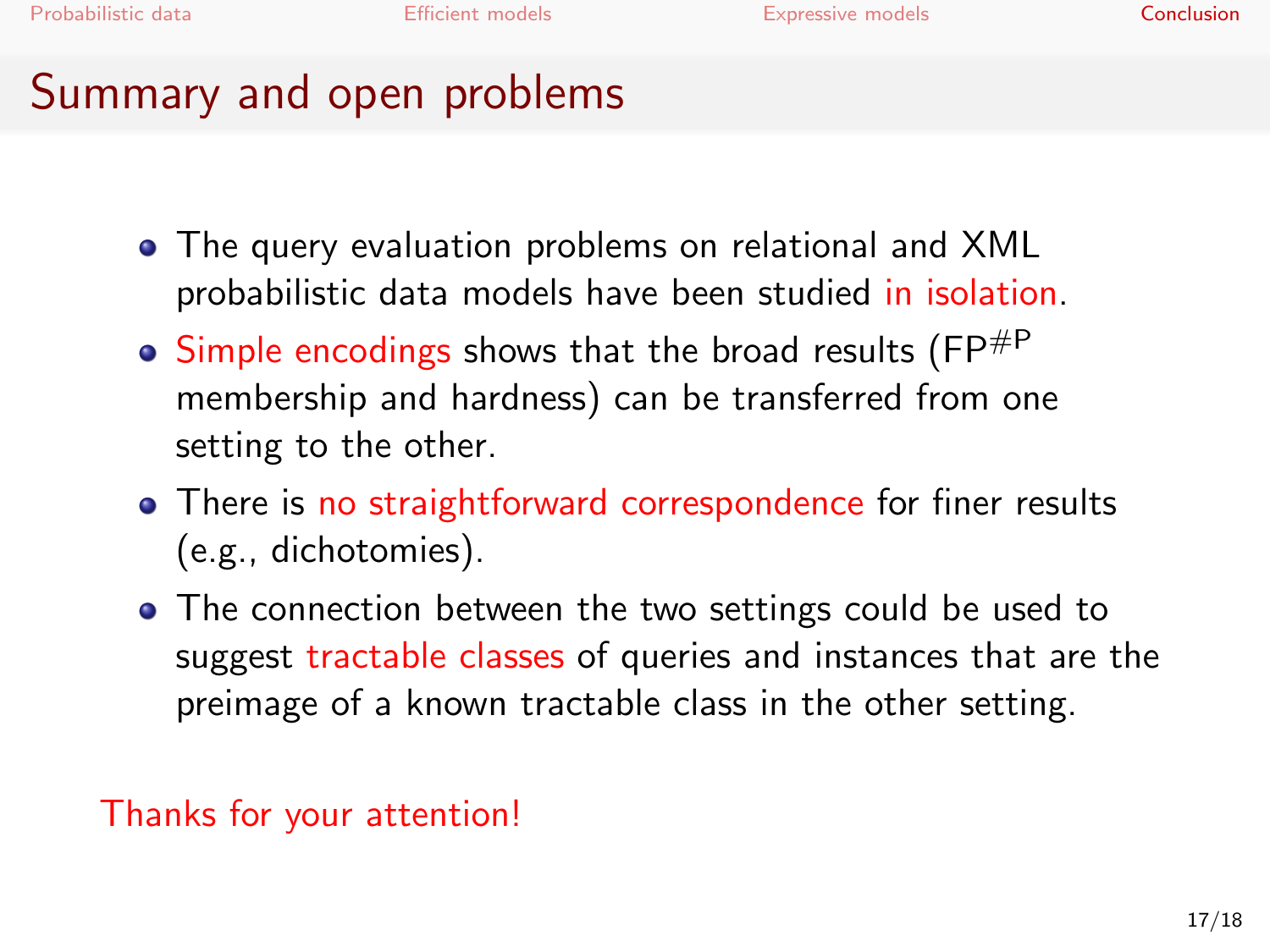# Summary and open problems

- The query evaluation problems on relational and XML probabilistic data models have been studied in isolation.
- Simple encodings shows that the broad results ($FP^{\#P}$ membership and hardness) can be transferred from one setting to the other.
- There is no straightforward correspondence for finer results (e.g., dichotomies).
- The connection between the two settings could be used to suggest tractable classes of queries and instances that are the preimage of a known tractable class in the other setting.

Thanks for your attention!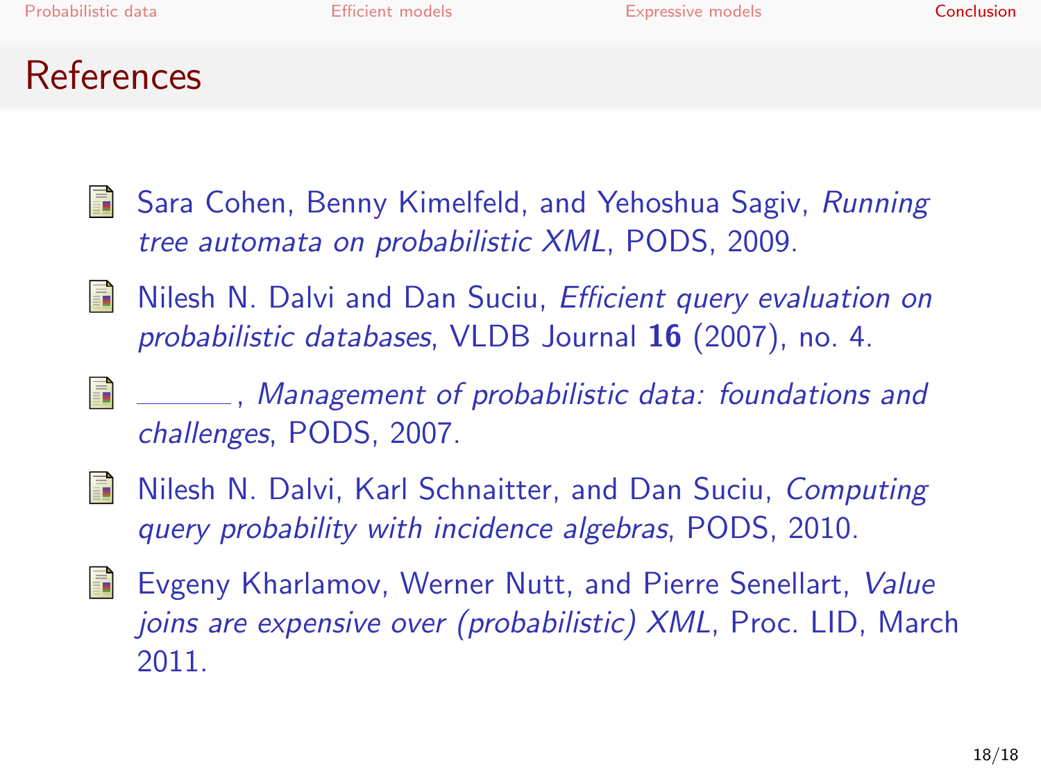# References

- Sara Cohen, Benny Kimelfeld, and Yehoshua Sagiv, *Running tree automata on probabilistic XML*, PODS, 2009.
- Nilesh N. Dalvi and Dan Suciu, *Efficient query evaluation on probabilistic databases*, VLDB Journal **16** (2007), no. 4.
- ______, *Management of probabilistic data: foundations and challenges*, PODS, 2007.
- Nilesh N. Dalvi, Karl Schnaitter, and Dan Suciu, *Computing query probability with incidence algebras*, PODS, 2010.
- Evgeny Kharlamov, Werner Nutt, and Pierre Senellart, *Value joins are expensive over (probabilistic) XML*, Proc. LID, March 2011.